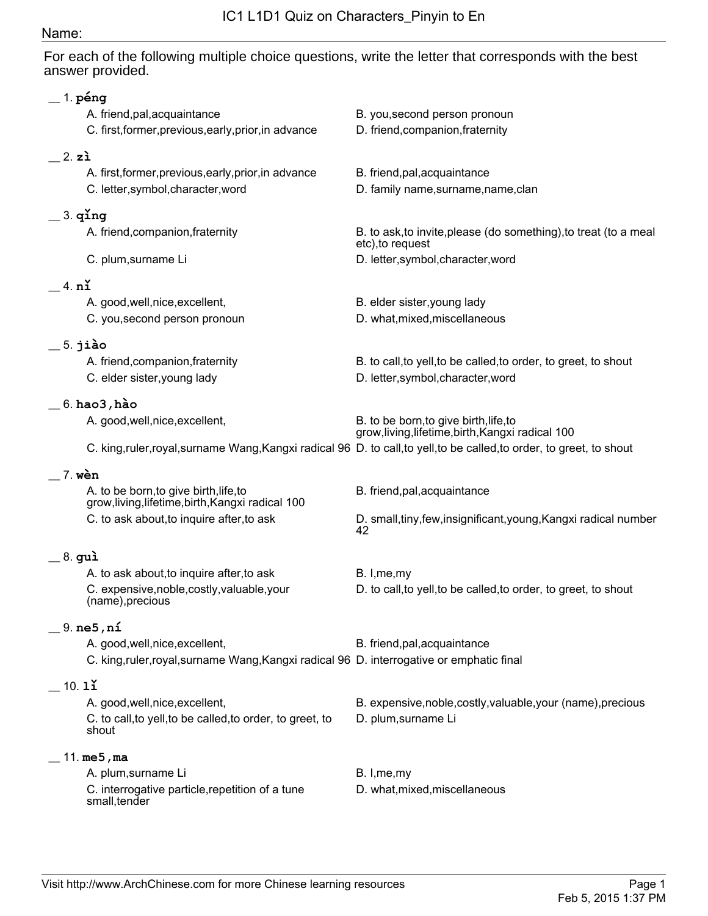# IC1 L1D1 Quiz on Characters_Pinyin to En

Name:

For each of the following multiple choice questions, write the letter that corresponds with the best answer provided.

__ 1. **péng**
- A. friend,pal,acquaintance
- B. you,second person pronoun
- C. first,former,previous,early,prior,in advance
- D. friend,companion,fraternity

__ 2. **zì**
- A. first,former,previous,early,prior,in advance
- B. friend,pal,acquaintance
- C. letter,symbol,character,word
- D. family name,surname,name,clan

__ 3. **qǐng**
- A. friend,companion,fraternity
- B. to ask,to invite,please (do something),to treat (to a meal etc),to request
- C. plum,surname Li
- D. letter,symbol,character,word

__ 4. **nǐ**
- A. good,well,nice,excellent,
- B. elder sister,young lady
- C. you,second person pronoun
- D. what,mixed,miscellaneous

__ 5. **jiào**
- A. friend,companion,fraternity
- B. to call,to yell,to be called,to order, to greet, to shout
- C. elder sister,young lady
- D. letter,symbol,character,word

__ 6. **hao3,hào**
- A. good,well,nice,excellent,
- B. to be born,to give birth,life,to grow,living,lifetime,birth,Kangxi radical 100
- C. king,ruler,royal,surname Wang,Kangxi radical 96
- D. to call,to yell,to be called,to order, to greet, to shout

__ 7. **wèn**
- A. to be born,to give birth,life,to grow,living,lifetime,birth,Kangxi radical 100
- B. friend,pal,acquaintance
- C. to ask about,to inquire after,to ask
- D. small,tiny,few,insignificant,young,Kangxi radical number 42

__ 8. **guì**
- A. to ask about,to inquire after,to ask
- B. I,me,my
- C. expensive,noble,costly,valuable,your (name),precious
- D. to call,to yell,to be called,to order, to greet, to shout

__ 9. **ne5,ní**
- A. good,well,nice,excellent,
- B. friend,pal,acquaintance
- C. king,ruler,royal,surname Wang,Kangxi radical 96
- D. interrogative or emphatic final

__ 10. **lǐ**
- A. good,well,nice,excellent,
- B. expensive,noble,costly,valuable,your (name),precious
- C. to call,to yell,to be called,to order, to greet, to shout
- D. plum,surname Li

__ 11. **me5,ma**
- A. plum,surname Li
- B. I,me,my
- C. interrogative particle,repetition of a tune small,tender
- D. what,mixed,miscellaneous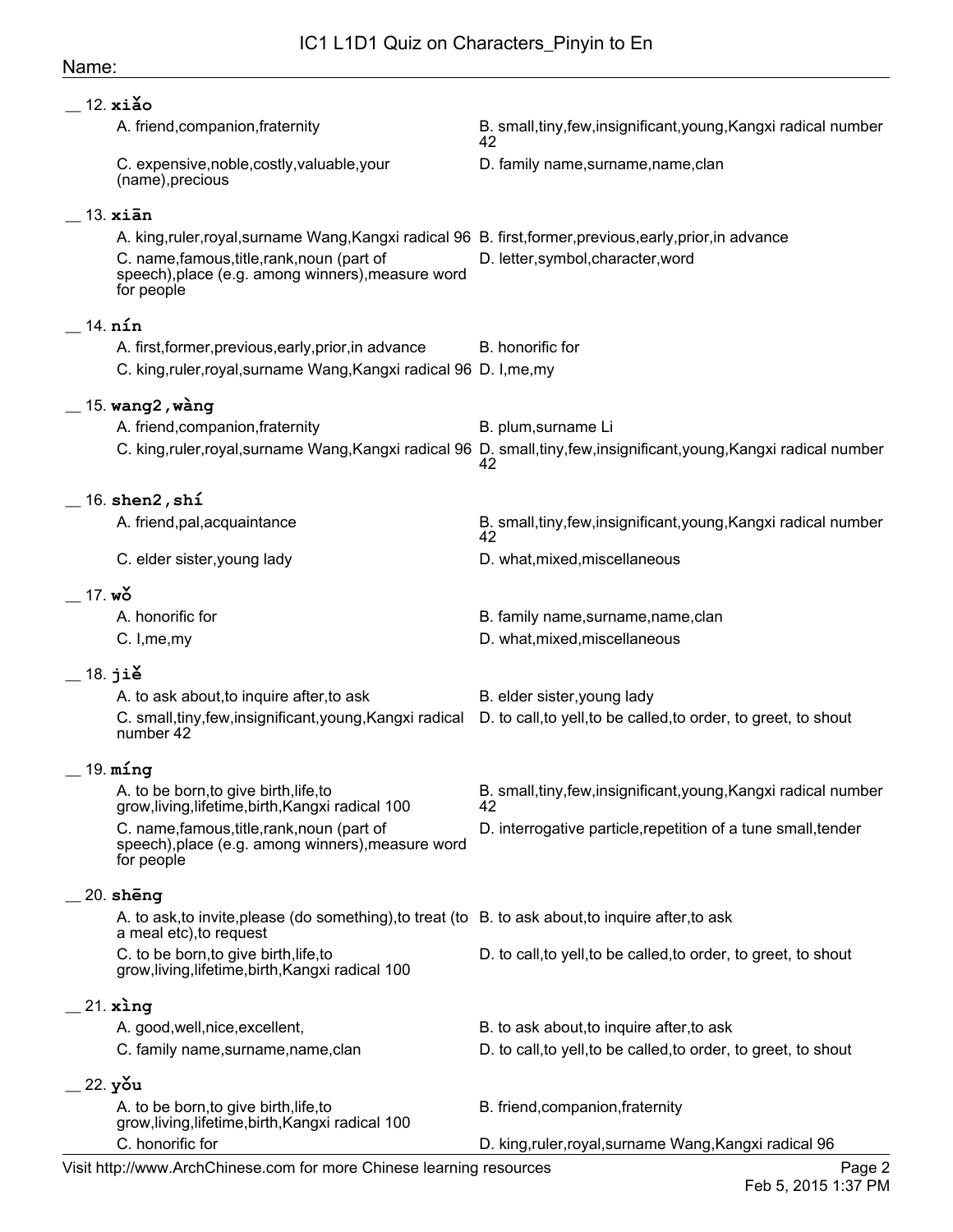# IC1 L1D1 Quiz on Characters_Pinyin to En

Name:

__ 12. **xiǎo**

A. friend,companion,fraternity
B. small,tiny,few,insignificant,young,Kangxi radical number 42
C. expensive,noble,costly,valuable,your (name),precious
D. family name,surname,name,clan

__ 13. **xiān**

A. king,ruler,royal,surname Wang,Kangxi radical 96
B. first,former,previous,early,prior,in advance
C. name,famous,title,rank,noun (part of speech),place (e.g. among winners),measure word for people
D. letter,symbol,character,word

__ 14. **nín**

A. first,former,previous,early,prior,in advance
B. honorific for
C. king,ruler,royal,surname Wang,Kangxi radical 96
D. I,me,my

__ 15. **wang2,wàng**

A. friend,companion,fraternity
B. plum,surname Li
C. king,ruler,royal,surname Wang,Kangxi radical 96
D. small,tiny,few,insignificant,young,Kangxi radical number 42

__ 16. **shen2,shí**

A. friend,pal,acquaintance
B. small,tiny,few,insignificant,young,Kangxi radical number 42
C. elder sister,young lady
D. what,mixed,miscellaneous

__ 17. **wǒ**

A. honorific for
B. family name,surname,name,clan
C. I,me,my
D. what,mixed,miscellaneous

__ 18. **jiě**

A. to ask about,to inquire after,to ask
B. elder sister,young lady
C. small,tiny,few,insignificant,young,Kangxi radical number 42
D. to call,to yell,to be called,to order, to greet, to shout

__ 19. **míng**

A. to be born,to give birth,life,to grow,living,lifetime,birth,Kangxi radical 100
B. small,tiny,few,insignificant,young,Kangxi radical number 42
C. name,famous,title,rank,noun (part of speech),place (e.g. among winners),measure word for people
D. interrogative particle,repetition of a tune small,tender

__ 20. **shēng**

A. to ask,to invite,please (do something),to treat (to a meal etc),to request
B. to ask about,to inquire after,to ask
C. to be born,to give birth,life,to grow,living,lifetime,birth,Kangxi radical 100
D. to call,to yell,to be called,to order, to greet, to shout

__ 21. **xìng**

A. good,well,nice,excellent,
B. to ask about,to inquire after,to ask
C. family name,surname,name,clan
D. to call,to yell,to be called,to order, to greet, to shout

__ 22. **yǒu**

A. to be born,to give birth,life,to grow,living,lifetime,birth,Kangxi radical 100
B. friend,companion,fraternity
C. honorific for
D. king,ruler,royal,surname Wang,Kangxi radical 96

Visit http://www.ArchChinese.com for more Chinese learning resources

Feb 5, 2015 1:37 PM